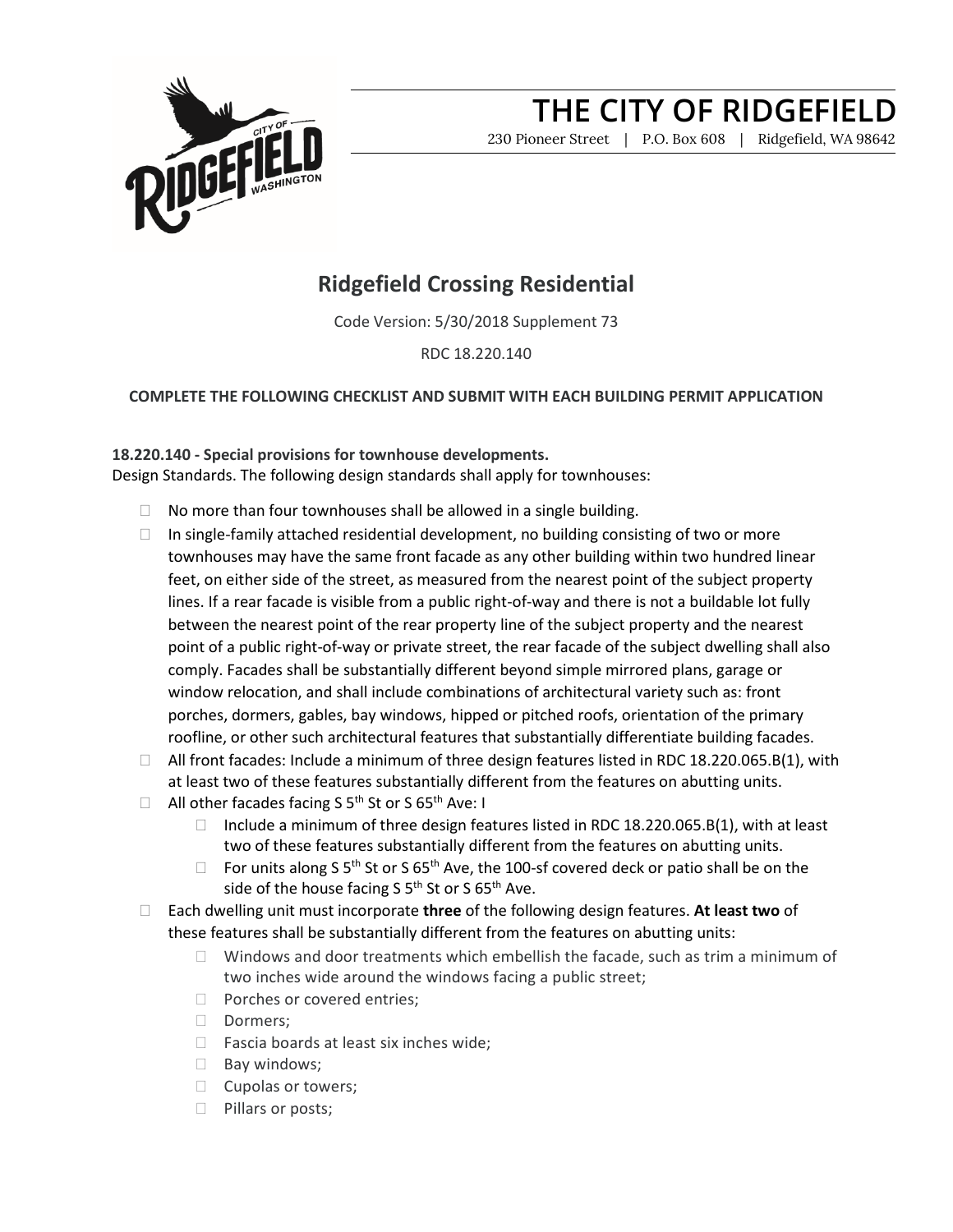# THE CITY OF RIDGEFIELD

230 Pioneer Street | P.O. Box 608 | Ridgefield, WA 98642

## Ridgefield Crossing Residential

Code Version: 5/30/2018 Supplement 73

RDC 18.220.140

**COMPLETE THE FOLLOWING CHECKLIST AND SUBMIT WITH EACH BUILDING PERMIT APPLICATION**

**18.220.140 - Special provisions for townhouse developments.**
Design Standards. The following design standards shall apply for townhouses:

- ☐ No more than four townhouses shall be allowed in a single building.
- ☐ In single-family attached residential development, no building consisting of two or more townhouses may have the same front facade as any other building within two hundred linear feet, on either side of the street, as measured from the nearest point of the subject property lines. If a rear facade is visible from a public right-of-way and there is not a buildable lot fully between the nearest point of the rear property line of the subject property and the nearest point of a public right-of-way or private street, the rear facade of the subject dwelling shall also comply. Facades shall be substantially different beyond simple mirrored plans, garage or window relocation, and shall include combinations of architectural variety such as: front porches, dormers, gables, bay windows, hipped or pitched roofs, orientation of the primary roofline, or other such architectural features that substantially differentiate building facades.
- ☐ All front facades: Include a minimum of three design features listed in RDC 18.220.065.B(1), with at least two of these features substantially different from the features on abutting units.
- ☐ All other facades facing S 5th St or S 65th Ave: I
  - ☐ Include a minimum of three design features listed in RDC 18.220.065.B(1), with at least two of these features substantially different from the features on abutting units.
  - ☐ For units along S 5th St or S 65th Ave, the 100-sf covered deck or patio shall be on the side of the house facing S 5th St or S 65th Ave.
- ☐ Each dwelling unit must incorporate **three** of the following design features. **At least two** of these features shall be substantially different from the features on abutting units:
  - ☐ Windows and door treatments which embellish the facade, such as trim a minimum of two inches wide around the windows facing a public street;
  - ☐ Porches or covered entries;
  - ☐ Dormers;
  - ☐ Fascia boards at least six inches wide;
  - ☐ Bay windows;
  - ☐ Cupolas or towers;
  - ☐ Pillars or posts;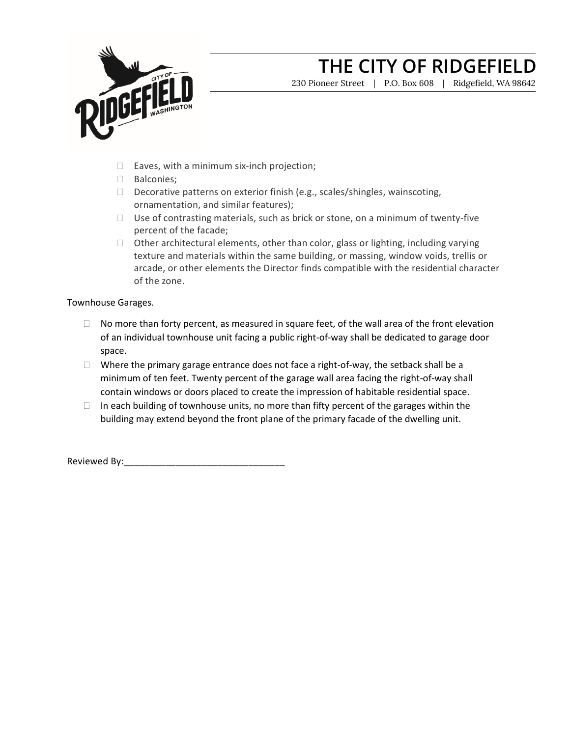- Eaves, with a minimum six-inch projection;
- Balconies;
- Decorative patterns on exterior finish (e.g., scales/shingles, wainscoting, ornamentation, and similar features);
- Use of contrasting materials, such as brick or stone, on a minimum of twenty-five percent of the facade;
- Other architectural elements, other than color, glass or lighting, including varying texture and materials within the same building, or massing, window voids, trellis or arcade, or other elements the Director finds compatible with the residential character of the zone.

Townhouse Garages.

- No more than forty percent, as measured in square feet, of the wall area of the front elevation of an individual townhouse unit facing a public right-of-way shall be dedicated to garage door space.
- Where the primary garage entrance does not face a right-of-way, the setback shall be a minimum of ten feet. Twenty percent of the garage wall area facing the right-of-way shall contain windows or doors placed to create the impression of habitable residential space.
- In each building of townhouse units, no more than fifty percent of the garages within the building may extend beyond the front plane of the primary facade of the dwelling unit.

Reviewed By:_______________________________